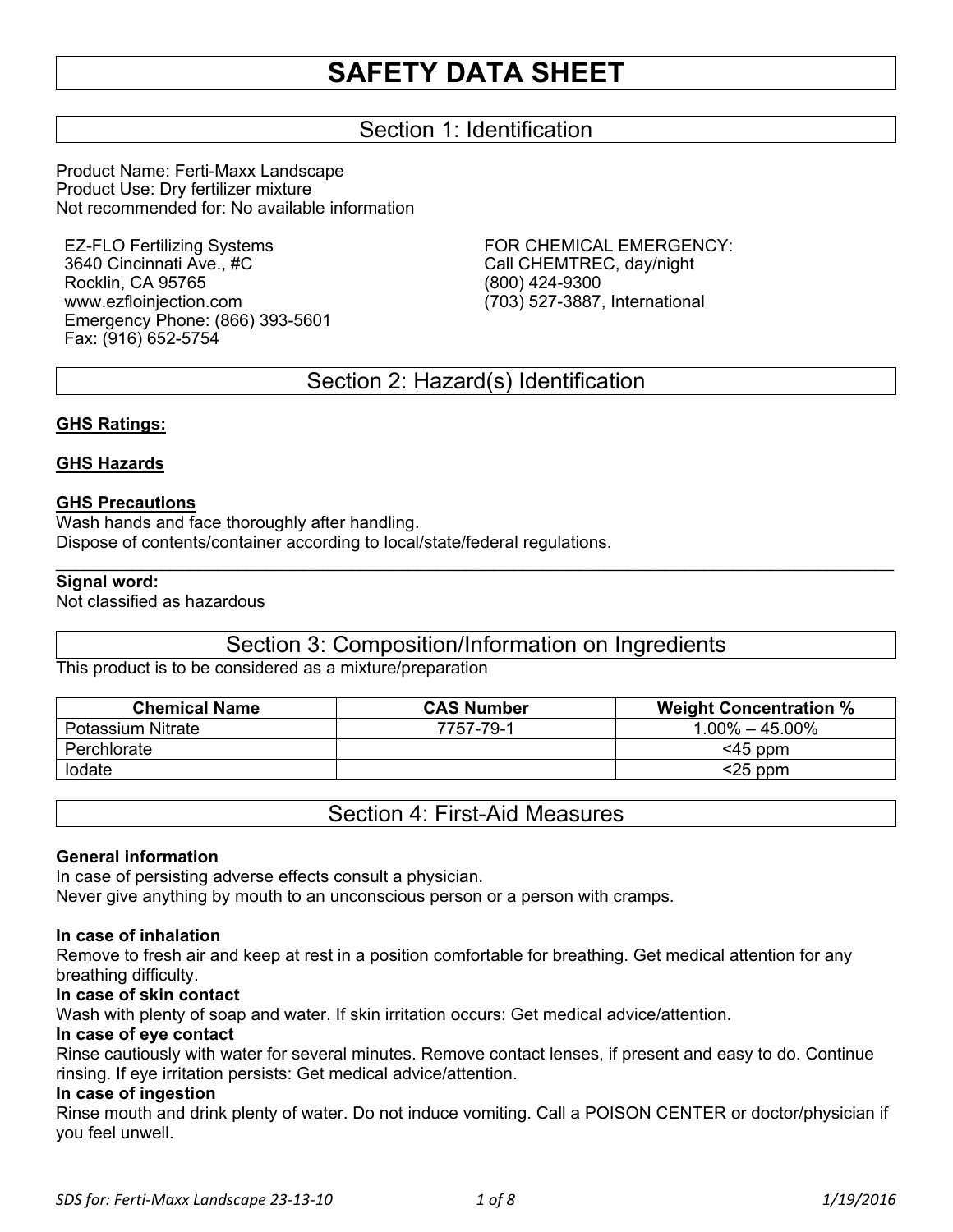# SAFETY DATA SHEET

## Section 1: Identification

Product Name: Ferti-Maxx Landscape
Product Use: Dry fertilizer mixture
Not recommended for: No available information

EZ-FLO Fertilizing Systems
3640 Cincinnati Ave., #C
Rocklin, CA 95765
www.ezfloinjection.com
Emergency Phone: (866) 393-5601
Fax: (916) 652-5754

FOR CHEMICAL EMERGENCY:
Call CHEMTREC, day/night
(800) 424-9300
(703) 527-3887, International

## Section 2: Hazard(s) Identification

**GHS Ratings:**

**GHS Hazards**

**GHS Precautions**
Wash hands and face thoroughly after handling.
Dispose of contents/container according to local/state/federal regulations.

---

**Signal word:**
Not classified as hazardous

## Section 3: Composition/Information on Ingredients

This product is to be considered as a mixture/preparation

| Chemical Name | CAS Number | Weight Concentration % |
|---|---|---|
| Potassium Nitrate | 7757-79-1 | 1.00% – 45.00% |
| Perchlorate | | <45 ppm |
| Iodate | | <25 ppm |

## Section 4: First-Aid Measures

**General information**
In case of persisting adverse effects consult a physician.
Never give anything by mouth to an unconscious person or a person with cramps.

**In case of inhalation**
Remove to fresh air and keep at rest in a position comfortable for breathing. Get medical attention for any breathing difficulty.

**In case of skin contact**
Wash with plenty of soap and water. If skin irritation occurs: Get medical advice/attention.

**In case of eye contact**
Rinse cautiously with water for several minutes. Remove contact lenses, if present and easy to do. Continue rinsing. If eye irritation persists: Get medical advice/attention.

**In case of ingestion**
Rinse mouth and drink plenty of water. Do not induce vomiting. Call a POISON CENTER or doctor/physician if you feel unwell.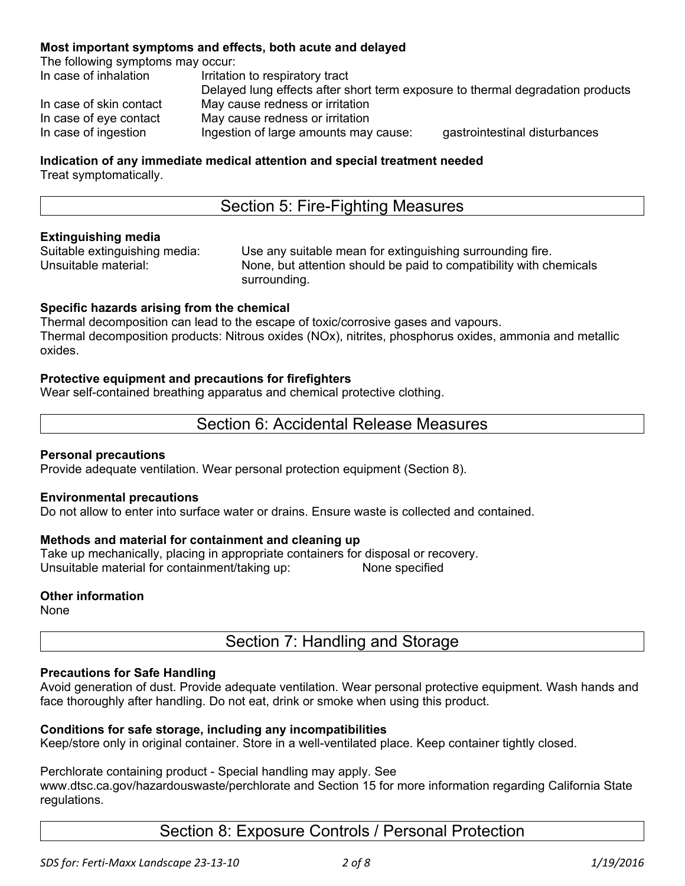**Most important symptoms and effects, both acute and delayed**

The following symptoms may occur:

| | | |
|---|---|---|
| In case of inhalation | Irritation to respiratory tract | |
| | Delayed lung effects after short term exposure to thermal degradation products | |
| In case of skin contact | May cause redness or irritation | |
| In case of eye contact | May cause redness or irritation | |
| In case of ingestion | Ingestion of large amounts may cause: | gastrointestinal disturbances |

**Indication of any immediate medical attention and special treatment needed**

Treat symptomatically.

## Section 5: Fire-Fighting Measures

**Extinguishing media**

Suitable extinguishing media: Use any suitable mean for extinguishing surrounding fire.

Unsuitable material: None, but attention should be paid to compatibility with chemicals surrounding.

**Specific hazards arising from the chemical**

Thermal decomposition can lead to the escape of toxic/corrosive gases and vapours.
Thermal decomposition products: Nitrous oxides (NOx), nitrites, phosphorus oxides, ammonia and metallic oxides.

**Protective equipment and precautions for firefighters**

Wear self-contained breathing apparatus and chemical protective clothing.

## Section 6: Accidental Release Measures

**Personal precautions**

Provide adequate ventilation. Wear personal protection equipment (Section 8).

**Environmental precautions**

Do not allow to enter into surface water or drains. Ensure waste is collected and contained.

**Methods and material for containment and cleaning up**

Take up mechanically, placing in appropriate containers for disposal or recovery.
Unsuitable material for containment/taking up: None specified

**Other information**

None

## Section 7: Handling and Storage

**Precautions for Safe Handling**

Avoid generation of dust. Provide adequate ventilation. Wear personal protective equipment. Wash hands and face thoroughly after handling. Do not eat, drink or smoke when using this product.

**Conditions for safe storage, including any incompatibilities**

Keep/store only in original container. Store in a well-ventilated place. Keep container tightly closed.

Perchlorate containing product - Special handling may apply. See www.dtsc.ca.gov/hazardouswaste/perchlorate and Section 15 for more information regarding California State regulations.

## Section 8: Exposure Controls / Personal Protection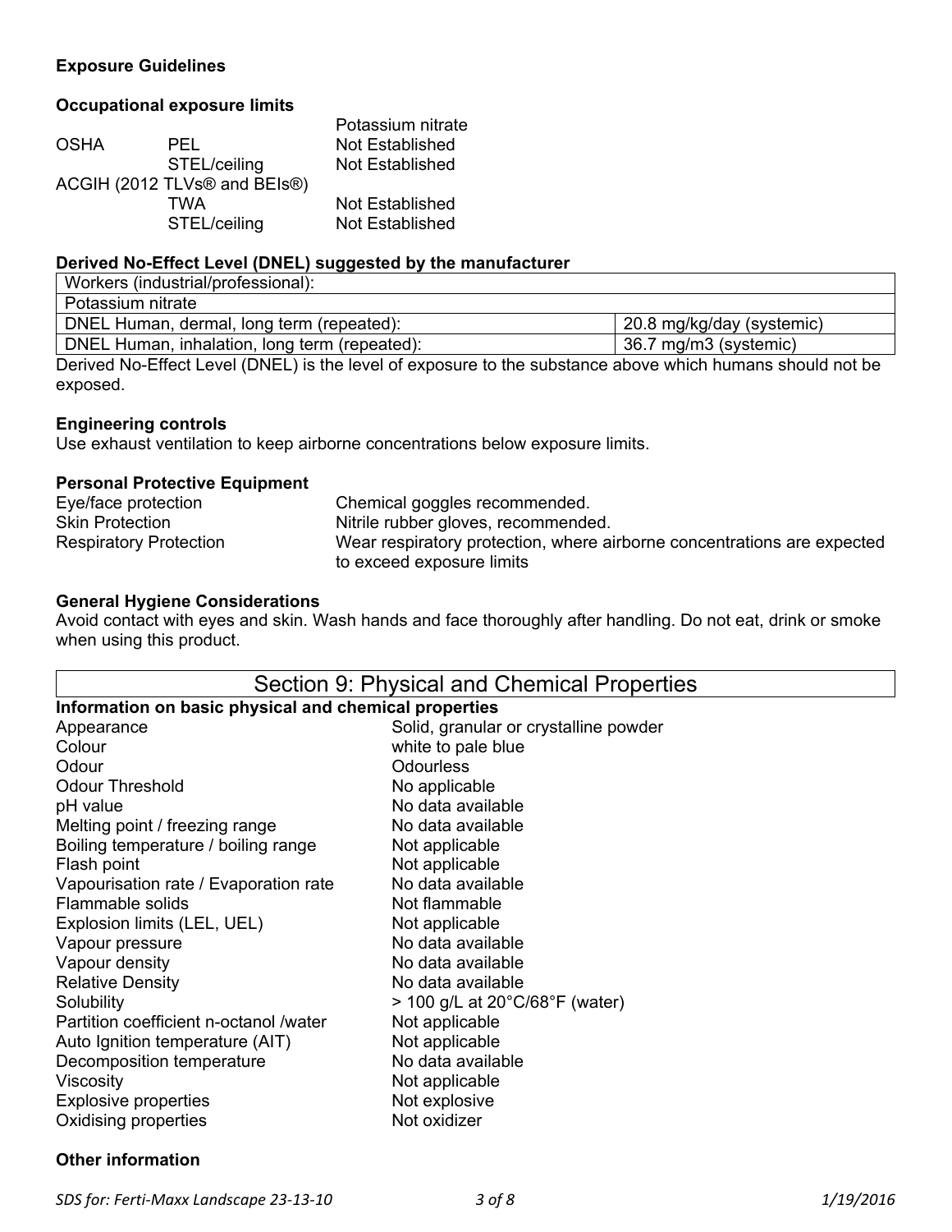### Exposure Guidelines

#### Occupational exposure limits

| | | Potassium nitrate |
|---|---|---|
| OSHA | PEL | Not Established |
| | STEL/ceiling | Not Established |
| ACGIH (2012 TLVs® and BEIs®) | | |
| | TWA | Not Established |
| | STEL/ceiling | Not Established |

#### Derived No-Effect Level (DNEL) suggested by the manufacturer

| Workers (industrial/professional): | |
|---|---|
| Potassium nitrate | |
| DNEL Human, dermal, long term (repeated): | 20.8 mg/kg/day (systemic) |
| DNEL Human, inhalation, long term (repeated): | 36.7 mg/m3 (systemic) |

Derived No-Effect Level (DNEL) is the level of exposure to the substance above which humans should not be exposed.

#### Engineering controls

Use exhaust ventilation to keep airborne concentrations below exposure limits.

#### Personal Protective Equipment

| | |
|---|---|
| Eye/face protection | Chemical goggles recommended. |
| Skin Protection | Nitrile rubber gloves, recommended. |
| Respiratory Protection | Wear respiratory protection, where airborne concentrations are expected to exceed exposure limits |

#### General Hygiene Considerations

Avoid contact with eyes and skin. Wash hands and face thoroughly after handling. Do not eat, drink or smoke when using this product.

## Section 9: Physical and Chemical Properties

#### Information on basic physical and chemical properties

| | |
|---|---|
| Appearance | Solid, granular or crystalline powder |
| Colour | white to pale blue |
| Odour | Odourless |
| Odour Threshold | No applicable |
| pH value | No data available |
| Melting point / freezing range | No data available |
| Boiling temperature / boiling range | Not applicable |
| Flash point | Not applicable |
| Vapourisation rate / Evaporation rate | No data available |
| Flammable solids | Not flammable |
| Explosion limits (LEL, UEL) | Not applicable |
| Vapour pressure | No data available |
| Vapour density | No data available |
| Relative Density | No data available |
| Solubility | > 100 g/L at 20°C/68°F (water) |
| Partition coefficient n-octanol /water | Not applicable |
| Auto Ignition temperature (AIT) | Not applicable |
| Decomposition temperature | No data available |
| Viscosity | Not applicable |
| Explosive properties | Not explosive |
| Oxidising properties | Not oxidizer |

#### Other information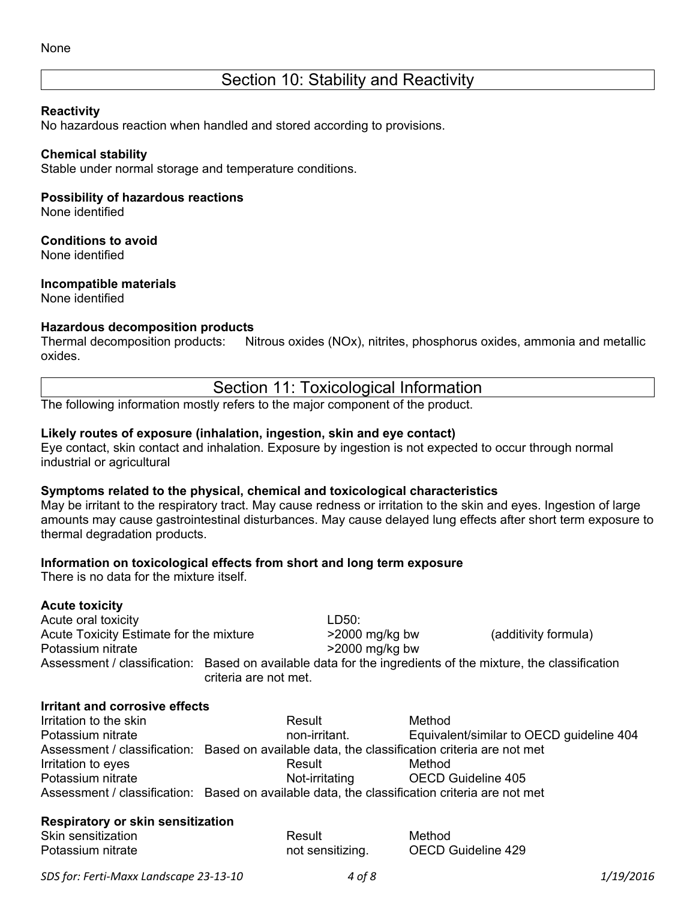None

## Section 10: Stability and Reactivity

**Reactivity**
No hazardous reaction when handled and stored according to provisions.

**Chemical stability**
Stable under normal storage and temperature conditions.

**Possibility of hazardous reactions**
None identified

**Conditions to avoid**
None identified

**Incompatible materials**
None identified

**Hazardous decomposition products**
Thermal decomposition products: Nitrous oxides (NOx), nitrites, phosphorus oxides, ammonia and metallic oxides.

## Section 11: Toxicological Information

The following information mostly refers to the major component of the product.

**Likely routes of exposure (inhalation, ingestion, skin and eye contact)**
Eye contact, skin contact and inhalation. Exposure by ingestion is not expected to occur through normal industrial or agricultural

**Symptoms related to the physical, chemical and toxicological characteristics**
May be irritant to the respiratory tract. May cause redness or irritation to the skin and eyes. Ingestion of large amounts may cause gastrointestinal disturbances. May cause delayed lung effects after short term exposure to thermal degradation products.

**Information on toxicological effects from short and long term exposure**
There is no data for the mixture itself.

**Acute toxicity**

| Acute oral toxicity | LD50: | |
|---|---|---|
| Acute Toxicity Estimate for the mixture | >2000 mg/kg bw | (additivity formula) |
| Potassium nitrate | >2000 mg/kg bw | |

Assessment / classification: Based on available data for the ingredients of the mixture, the classification criteria are not met.

**Irritant and corrosive effects**

| Irritation to the skin | Result | Method |
|---|---|---|
| Potassium nitrate | non-irritant. | Equivalent/similar to OECD guideline 404 |

Assessment / classification: Based on available data, the classification criteria are not met

| Irritation to eyes | Result | Method |
|---|---|---|
| Potassium nitrate | Not-irritating | OECD Guideline 405 |

Assessment / classification: Based on available data, the classification criteria are not met

**Respiratory or skin sensitization**

| Skin sensitization | Result | Method |
|---|---|---|
| Potassium nitrate | not sensitizing. | OECD Guideline 429 |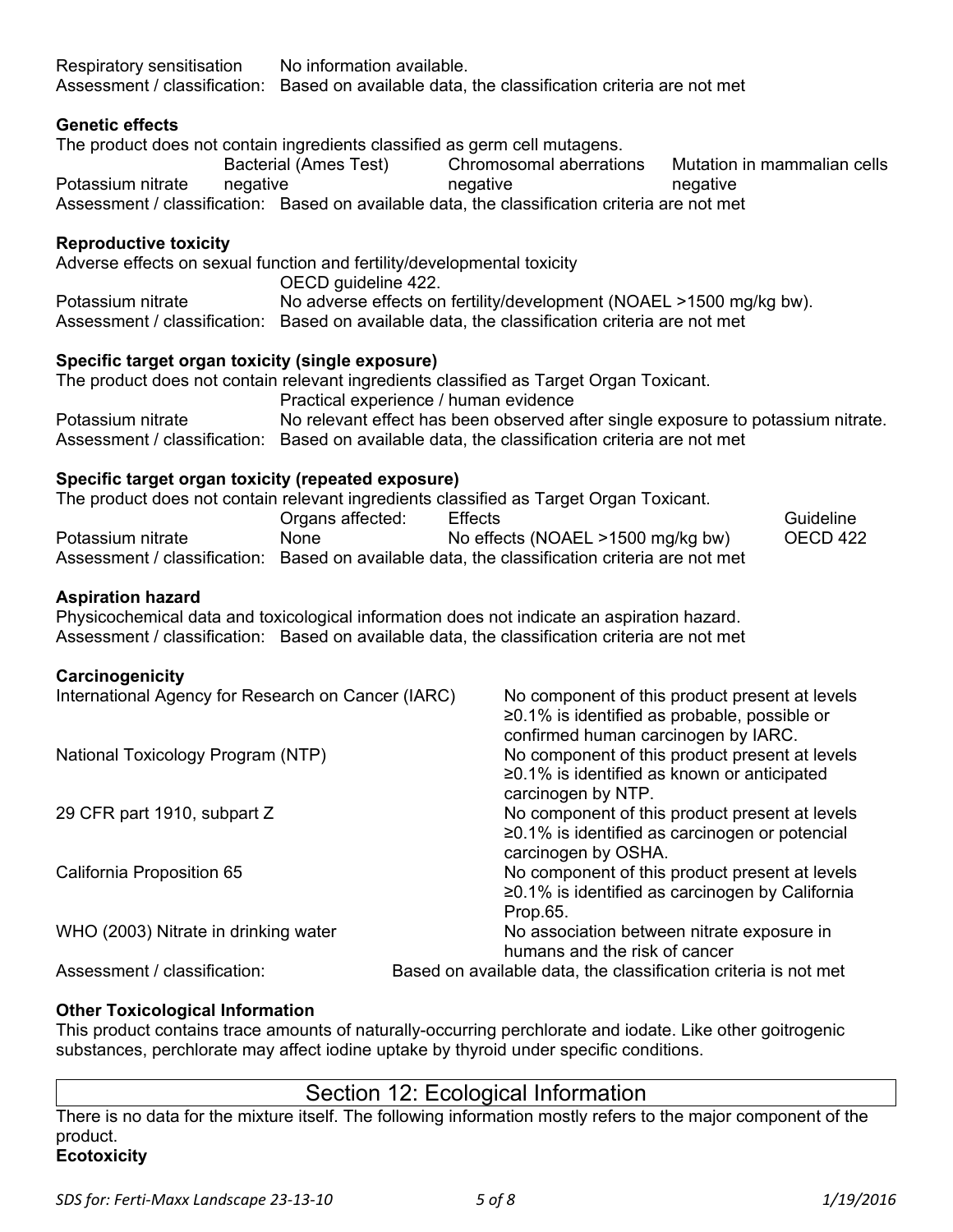Respiratory sensitisation No information available.
Assessment / classification: Based on available data, the classification criteria are not met

**Genetic effects**

The product does not contain ingredients classified as germ cell mutagens.

| | Bacterial (Ames Test) | Chromosomal aberrations | Mutation in mammalian cells |
|---|---|---|---|
| Potassium nitrate | negative | negative | negative |

Assessment / classification: Based on available data, the classification criteria are not met

**Reproductive toxicity**

Adverse effects on sexual function and fertility/developmental toxicity

| | OECD guideline 422. |
|---|---|
| Potassium nitrate | No adverse effects on fertility/development (NOAEL >1500 mg/kg bw). |

Assessment / classification: Based on available data, the classification criteria are not met

**Specific target organ toxicity (single exposure)**

The product does not contain relevant ingredients classified as Target Organ Toxicant.

| | Practical experience / human evidence |
|---|---|
| Potassium nitrate | No relevant effect has been observed after single exposure to potassium nitrate. |

Assessment / classification: Based on available data, the classification criteria are not met

**Specific target organ toxicity (repeated exposure)**

The product does not contain relevant ingredients classified as Target Organ Toxicant.

| | Organs affected: | Effects | Guideline |
|---|---|---|---|
| Potassium nitrate | None | No effects (NOAEL >1500 mg/kg bw) | OECD 422 |

Assessment / classification: Based on available data, the classification criteria are not met

**Aspiration hazard**

Physicochemical data and toxicological information does not indicate an aspiration hazard.
Assessment / classification: Based on available data, the classification criteria are not met

**Carcinogenicity**

| | |
|---|---|
| International Agency for Research on Cancer (IARC) | No component of this product present at levels ≥0.1% is identified as probable, possible or confirmed human carcinogen by IARC. |
| National Toxicology Program (NTP) | No component of this product present at levels ≥0.1% is identified as known or anticipated carcinogen by NTP. |
| 29 CFR part 1910, subpart Z | No component of this product present at levels ≥0.1% is identified as carcinogen or potencial carcinogen by OSHA. |
| California Proposition 65 | No component of this product present at levels ≥0.1% is identified as carcinogen by California Prop.65. |
| WHO (2003) Nitrate in drinking water | No association between nitrate exposure in humans and the risk of cancer |
| Assessment / classification: | Based on available data, the classification criteria is not met |

**Other Toxicological Information**

This product contains trace amounts of naturally-occurring perchlorate and iodate. Like other goitrogenic substances, perchlorate may affect iodine uptake by thyroid under specific conditions.

## Section 12: Ecological Information

There is no data for the mixture itself. The following information mostly refers to the major component of the product.

**Ecotoxicity**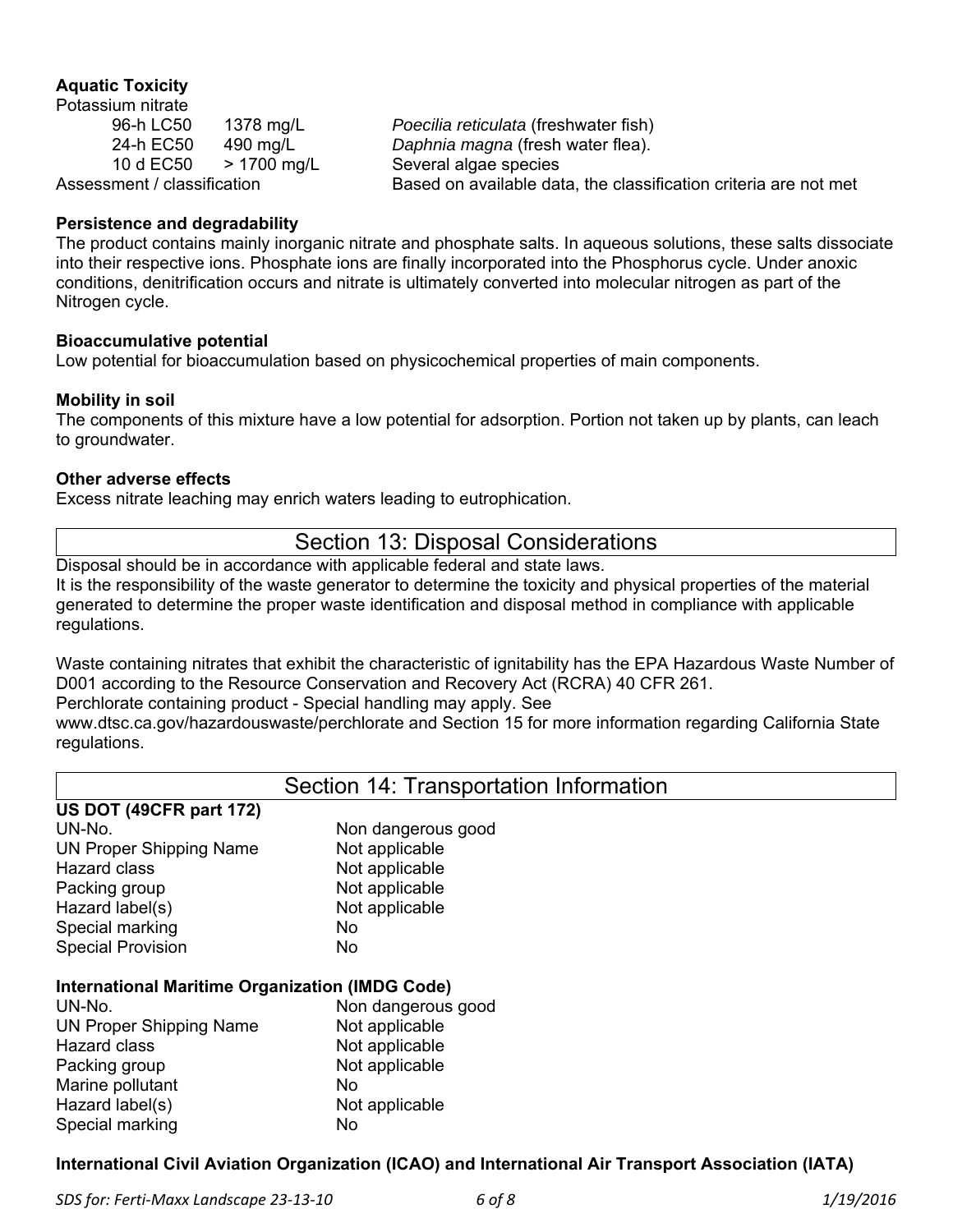**Aquatic Toxicity**

Potassium nitrate

| | | |
|---|---|---|
| 96-h LC50 | 1378 mg/L | *Poecilia reticulata* (freshwater fish) |
| 24-h EC50 | 490 mg/L | *Daphnia magna* (fresh water flea). |
| 10 d EC50 | > 1700 mg/L | Several algae species |

Assessment / classification — Based on available data, the classification criteria are not met

**Persistence and degradability**

The product contains mainly inorganic nitrate and phosphate salts. In aqueous solutions, these salts dissociate into their respective ions. Phosphate ions are finally incorporated into the Phosphorus cycle. Under anoxic conditions, denitrification occurs and nitrate is ultimately converted into molecular nitrogen as part of the Nitrogen cycle.

**Bioaccumulative potential**

Low potential for bioaccumulation based on physicochemical properties of main components.

**Mobility in soil**

The components of this mixture have a low potential for adsorption. Portion not taken up by plants, can leach to groundwater.

**Other adverse effects**

Excess nitrate leaching may enrich waters leading to eutrophication.

## Section 13: Disposal Considerations

Disposal should be in accordance with applicable federal and state laws.
It is the responsibility of the waste generator to determine the toxicity and physical properties of the material generated to determine the proper waste identification and disposal method in compliance with applicable regulations.

Waste containing nitrates that exhibit the characteristic of ignitability has the EPA Hazardous Waste Number of D001 according to the Resource Conservation and Recovery Act (RCRA) 40 CFR 261.
Perchlorate containing product - Special handling may apply. See www.dtsc.ca.gov/hazardouswaste/perchlorate and Section 15 for more information regarding California State regulations.

## Section 14: Transportation Information

**US DOT (49CFR part 172)**

| | |
|---|---|
| UN-No. | Non dangerous good |
| UN Proper Shipping Name | Not applicable |
| Hazard class | Not applicable |
| Packing group | Not applicable |
| Hazard label(s) | Not applicable |
| Special marking | No |
| Special Provision | No |

**International Maritime Organization (IMDG Code)**

| | |
|---|---|
| UN-No. | Non dangerous good |
| UN Proper Shipping Name | Not applicable |
| Hazard class | Not applicable |
| Packing group | Not applicable |
| Marine pollutant | No |
| Hazard label(s) | Not applicable |
| Special marking | No |

**International Civil Aviation Organization (ICAO) and International Air Transport Association (IATA)**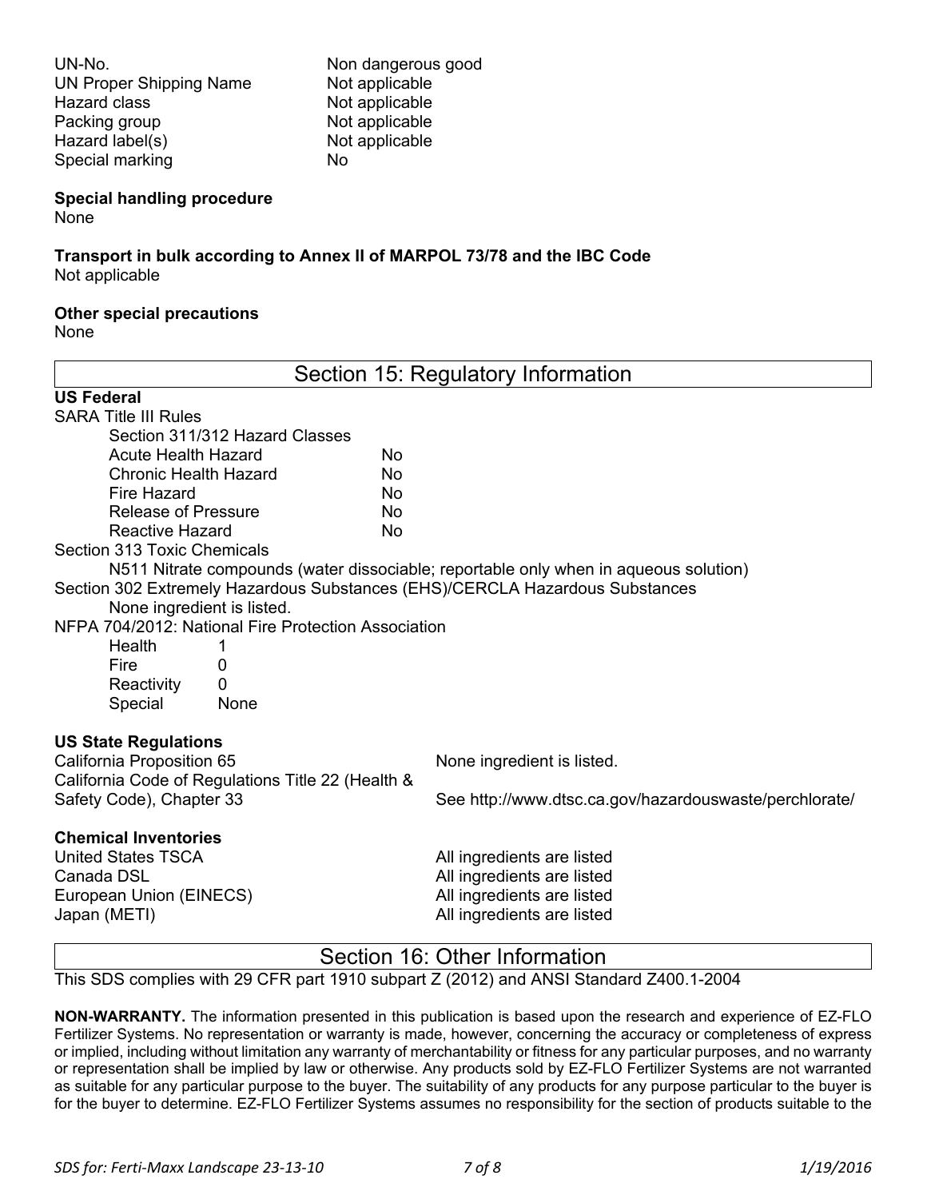| | |
|---|---|
| UN-No. | Non dangerous good |
| UN Proper Shipping Name | Not applicable |
| Hazard class | Not applicable |
| Packing group | Not applicable |
| Hazard label(s) | Not applicable |
| Special marking | No |

**Special handling procedure**
None

**Transport in bulk according to Annex II of MARPOL 73/78 and the IBC Code**
Not applicable

**Other special precautions**
None

## Section 15: Regulatory Information

**US Federal**

SARA Title III Rules

Section 311/312 Hazard Classes

| | |
|---|---|
| Acute Health Hazard | No |
| Chronic Health Hazard | No |
| Fire Hazard | No |
| Release of Pressure | No |
| Reactive Hazard | No |

Section 313 Toxic Chemicals

N511 Nitrate compounds (water dissociable; reportable only when in aqueous solution)

Section 302 Extremely Hazardous Substances (EHS)/CERCLA Hazardous Substances

None ingredient is listed.

NFPA 704/2012: National Fire Protection Association

| | |
|---|---|
| Health | 1 |
| Fire | 0 |
| Reactivity | 0 |
| Special | None |

**US State Regulations**

| | |
|---|---|
| California Proposition 65 | None ingredient is listed. |
| California Code of Regulations Title 22 (Health & Safety Code), Chapter 33 | See http://www.dtsc.ca.gov/hazardouswaste/perchlorate/ |

**Chemical Inventories**

| | |
|---|---|
| United States TSCA | All ingredients are listed |
| Canada DSL | All ingredients are listed |
| European Union (EINECS) | All ingredients are listed |
| Japan (METI) | All ingredients are listed |

## Section 16: Other Information

This SDS complies with 29 CFR part 1910 subpart Z (2012) and ANSI Standard Z400.1-2004

**NON-WARRANTY.** The information presented in this publication is based upon the research and experience of EZ-FLO Fertilizer Systems. No representation or warranty is made, however, concerning the accuracy or completeness of express or implied, including without limitation any warranty of merchantability or fitness for any particular purposes, and no warranty or representation shall be implied by law or otherwise. Any products sold by EZ-FLO Fertilizer Systems are not warranted as suitable for any particular purpose to the buyer. The suitability of any products for any purpose particular to the buyer is for the buyer to determine. EZ-FLO Fertilizer Systems assumes no responsibility for the section of products suitable to the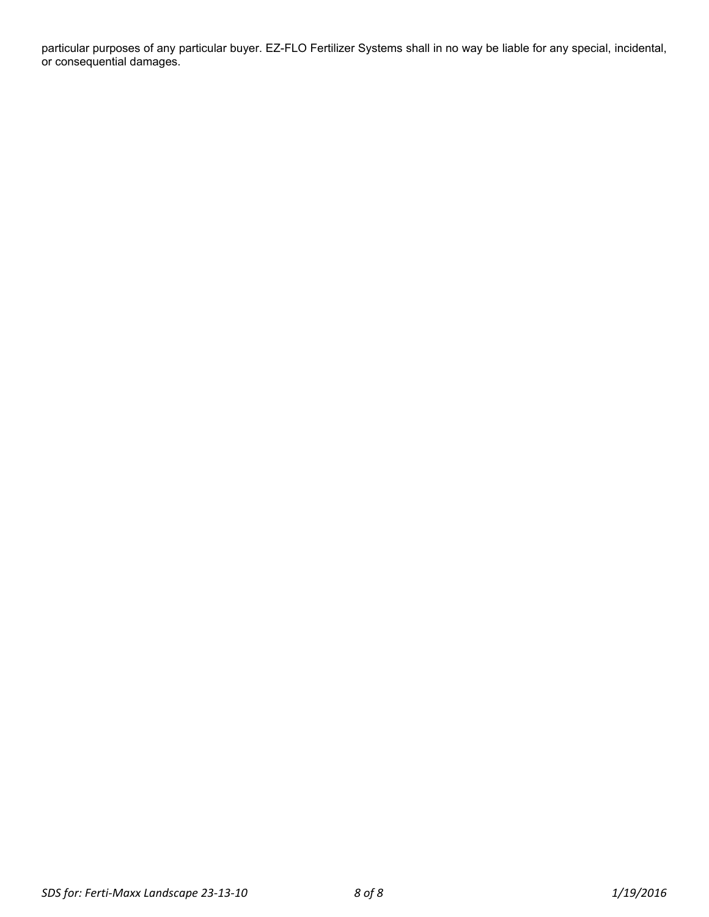particular purposes of any particular buyer. EZ-FLO Fertilizer Systems shall in no way be liable for any special, incidental, or consequential damages.